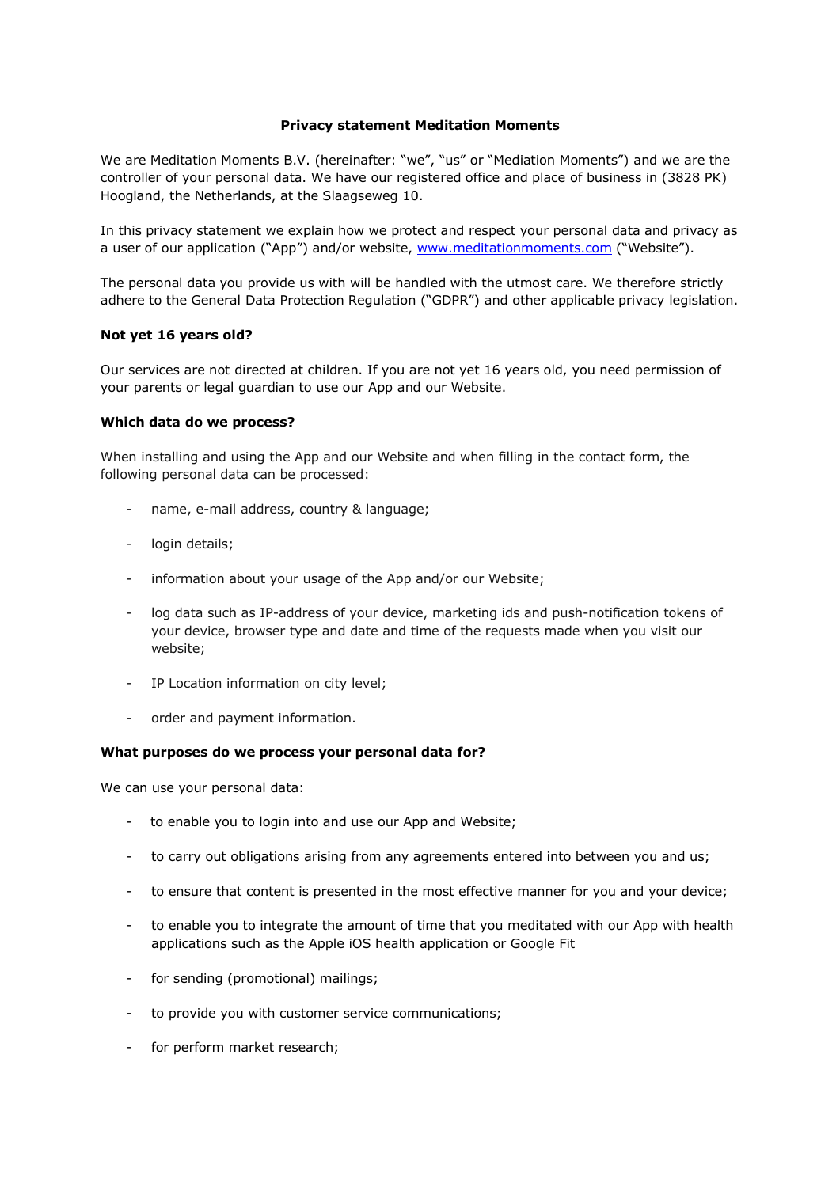**Privacy statement Meditation Moments**

We are Meditation Moments B.V. (hereinafter: "we", "us" or "Mediation Moments") and we are the controller of your personal data. We have our registered office and place of business in (3828 PK) Hoogland, the Netherlands, at the Slaagseweg 10.

In this privacy statement we explain how we protect and respect your personal data and privacy as a user of our application ("App") and/or website, [www.meditationmoments.com](http://www.meditationmoments.com) ("Website").

The personal data you provide us with will be handled with the utmost care. We therefore strictly adhere to the General Data Protection Regulation ("GDPR") and other applicable privacy legislation.

**Not yet 16 years old?**

Our services are not directed at children. If you are not yet 16 years old, you need permission of your parents or legal guardian to use our App and our Website.

**Which data do we process?**

When installing and using the App and our Website and when filling in the contact form, the following personal data can be processed:

- name, e-mail address, country & language;
- login details;
- information about your usage of the App and/or our Website;
- log data such as IP-address of your device, marketing ids and push-notification tokens of your device, browser type and date and time of the requests made when you visit our website;
- IP Location information on city level;
- order and payment information.

**What purposes do we process your personal data for?**

We can use your personal data:

- to enable you to login into and use our App and Website;
- to carry out obligations arising from any agreements entered into between you and us;
- to ensure that content is presented in the most effective manner for you and your device;
- to enable you to integrate the amount of time that you meditated with our App with health applications such as the Apple iOS health application or Google Fit
- for sending (promotional) mailings;
- to provide you with customer service communications;
- for perform market research;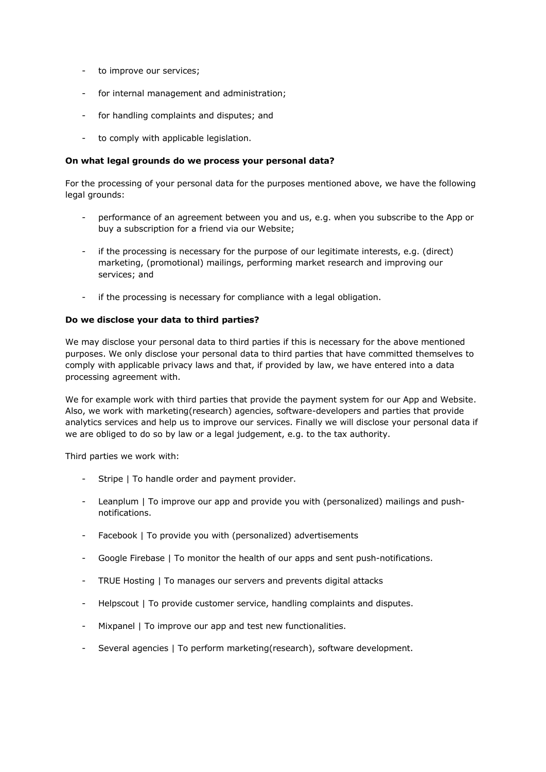- to improve our services;
- for internal management and administration;
- for handling complaints and disputes; and
- to comply with applicable legislation.

**On what legal grounds do we process your personal data?**

For the processing of your personal data for the purposes mentioned above, we have the following legal grounds:

- performance of an agreement between you and us, e.g. when you subscribe to the App or buy a subscription for a friend via our Website;
- if the processing is necessary for the purpose of our legitimate interests, e.g. (direct) marketing, (promotional) mailings, performing market research and improving our services; and
- if the processing is necessary for compliance with a legal obligation.

**Do we disclose your data to third parties?**

We may disclose your personal data to third parties if this is necessary for the above mentioned purposes. We only disclose your personal data to third parties that have committed themselves to comply with applicable privacy laws and that, if provided by law, we have entered into a data processing agreement with.

We for example work with third parties that provide the payment system for our App and Website. Also, we work with marketing(research) agencies, software-developers and parties that provide analytics services and help us to improve our services. Finally we will disclose your personal data if we are obliged to do so by law or a legal judgement, e.g. to the tax authority.

Third parties we work with:

- Stripe | To handle order and payment provider.
- Leanplum | To improve our app and provide you with (personalized) mailings and push-notifications.
- Facebook | To provide you with (personalized) advertisements
- Google Firebase | To monitor the health of our apps and sent push-notifications.
- TRUE Hosting | To manages our servers and prevents digital attacks
- Helpscout | To provide customer service, handling complaints and disputes.
- Mixpanel | To improve our app and test new functionalities.
- Several agencies | To perform marketing(research), software development.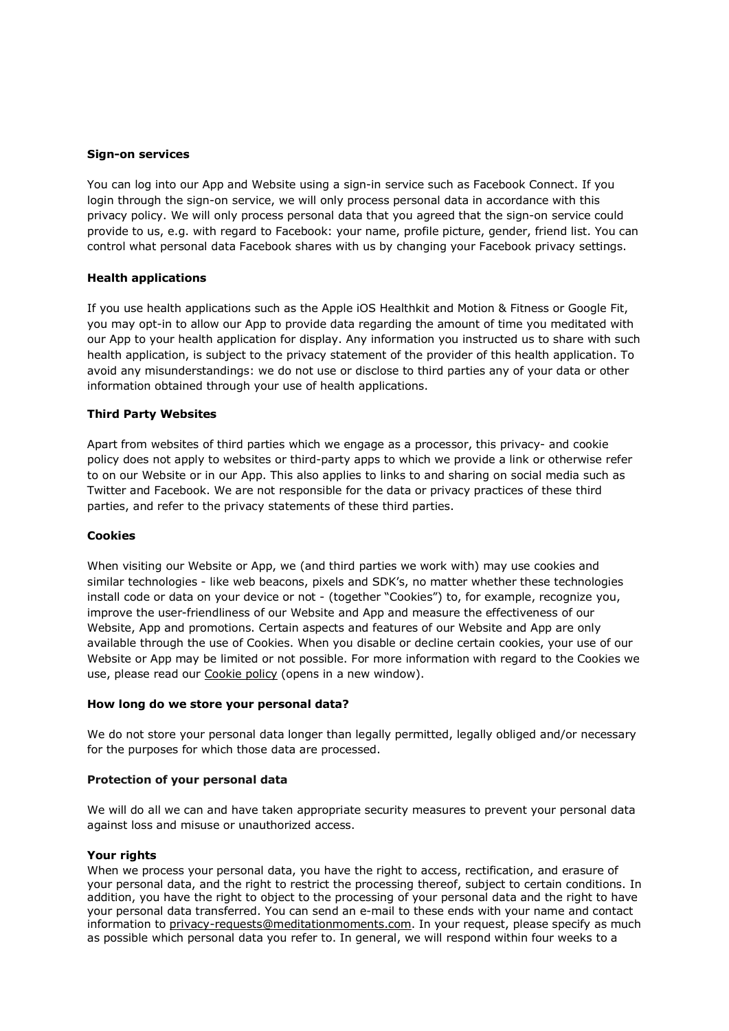**Sign-on services**

You can log into our App and Website using a sign-in service such as Facebook Connect. If you login through the sign-on service, we will only process personal data in accordance with this privacy policy. We will only process personal data that you agreed that the sign-on service could provide to us, e.g. with regard to Facebook: your name, profile picture, gender, friend list. You can control what personal data Facebook shares with us by changing your Facebook privacy settings.

**Health applications**

If you use health applications such as the Apple iOS Healthkit and Motion & Fitness or Google Fit, you may opt-in to allow our App to provide data regarding the amount of time you meditated with our App to your health application for display. Any information you instructed us to share with such health application, is subject to the privacy statement of the provider of this health application. To avoid any misunderstandings: we do not use or disclose to third parties any of your data or other information obtained through your use of health applications.

**Third Party Websites**

Apart from websites of third parties which we engage as a processor, this privacy- and cookie policy does not apply to websites or third-party apps to which we provide a link or otherwise refer to on our Website or in our App. This also applies to links to and sharing on social media such as Twitter and Facebook. We are not responsible for the data or privacy practices of these third parties, and refer to the privacy statements of these third parties.

**Cookies**

When visiting our Website or App, we (and third parties we work with) may use cookies and similar technologies - like web beacons, pixels and SDK's, no matter whether these technologies install code or data on your device or not - (together "Cookies") to, for example, recognize you, improve the user-friendliness of our Website and App and measure the effectiveness of our Website, App and promotions. Certain aspects and features of our Website and App are only available through the use of Cookies. When you disable or decline certain cookies, your use of our Website or App may be limited or not possible. For more information with regard to the Cookies we use, please read our Cookie policy (opens in a new window).

**How long do we store your personal data?**

We do not store your personal data longer than legally permitted, legally obliged and/or necessary for the purposes for which those data are processed.

**Protection of your personal data**

We will do all we can and have taken appropriate security measures to prevent your personal data against loss and misuse or unauthorized access.

**Your rights**

When we process your personal data, you have the right to access, rectification, and erasure of your personal data, and the right to restrict the processing thereof, subject to certain conditions. In addition, you have the right to object to the processing of your personal data and the right to have your personal data transferred. You can send an e-mail to these ends with your name and contact information to privacy-requests@meditationmoments.com. In your request, please specify as much as possible which personal data you refer to. In general, we will respond within four weeks to a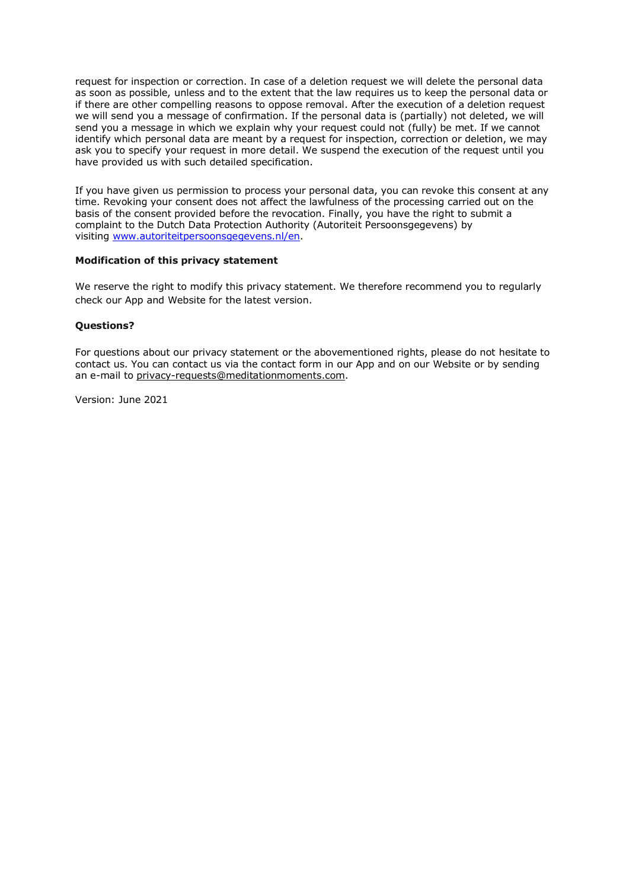request for inspection or correction. In case of a deletion request we will delete the personal data as soon as possible, unless and to the extent that the law requires us to keep the personal data or if there are other compelling reasons to oppose removal. After the execution of a deletion request we will send you a message of confirmation. If the personal data is (partially) not deleted, we will send you a message in which we explain why your request could not (fully) be met. If we cannot identify which personal data are meant by a request for inspection, correction or deletion, we may ask you to specify your request in more detail. We suspend the execution of the request until you have provided us with such detailed specification.

If you have given us permission to process your personal data, you can revoke this consent at any time. Revoking your consent does not affect the lawfulness of the processing carried out on the basis of the consent provided before the revocation. Finally, you have the right to submit a complaint to the Dutch Data Protection Authority (Autoriteit Persoonsgegevens) by visiting [www.autoriteitpersoonsgegevens.nl/en](http://www.autoriteitpersoonsgegevens.nl/en).

**Modification of this privacy statement**

We reserve the right to modify this privacy statement. We therefore recommend you to regularly check our App and Website for the latest version.

**Questions?**

For questions about our privacy statement or the abovementioned rights, please do not hesitate to contact us. You can contact us via the contact form in our App and on our Website or by sending an e-mail to privacy-requests@meditationmoments.com.

Version: June 2021